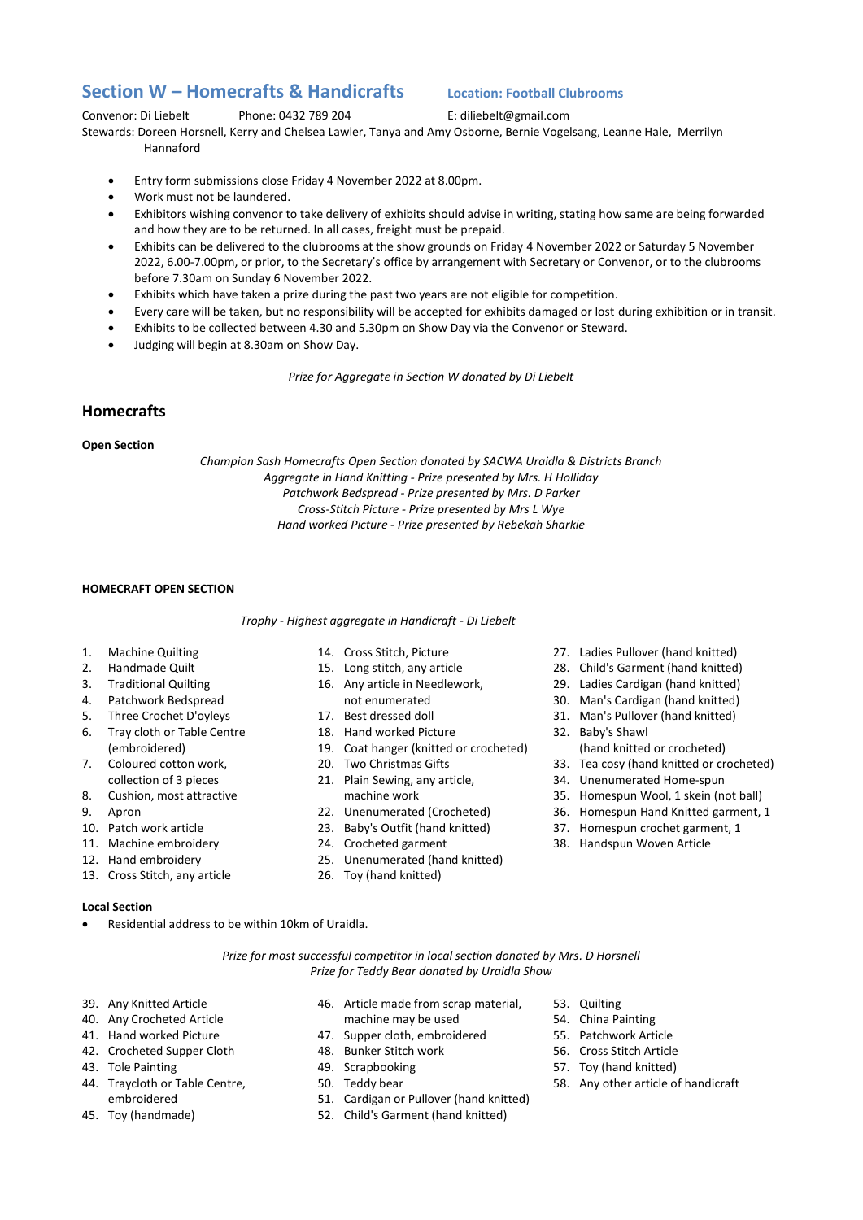## Section W – Homecrafts & Handicrafts

**Location: Football Clubrooms**

Convenor: Di Liebelt Phone: 0432 789 204 E: diliebelt@gmail.com

Stewards: Doreen Horsnell, Kerry and Chelsea Lawler, Tanya and Amy Osborne, Bernie Vogelsang, Leanne Hale, Merrilyn Hannaford

- Entry form submissions close Friday 4 November 2022 at 8.00pm.
- Work must not be laundered.
- Exhibitors wishing convenor to take delivery of exhibits should advise in writing, stating how same are being forwarded and how they are to be returned. In all cases, freight must be prepaid.
- Exhibits can be delivered to the clubrooms at the show grounds on Friday 4 November 2022 or Saturday 5 November 2022, 6.00-7.00pm, or prior, to the Secretary's office by arrangement with Secretary or Convenor, or to the clubrooms before 7.30am on Sunday 6 November 2022.
- Exhibits which have taken a prize during the past two years are not eligible for competition.
- Every care will be taken, but no responsibility will be accepted for exhibits damaged or lost during exhibition or in transit.
- Exhibits to be collected between 4.30 and 5.30pm on Show Day via the Convenor or Steward.
- Judging will begin at 8.30am on Show Day.

*Prize for Aggregate in Section W donated by Di Liebelt*

## Homecrafts

**Open Section**

*Champion Sash Homecrafts Open Section donated by SACWA Uraidla & Districts Branch*
*Aggregate in Hand Knitting - Prize presented by Mrs. H Holliday*
*Patchwork Bedspread - Prize presented by Mrs. D Parker*
*Cross-Stitch Picture - Prize presented by Mrs L Wye*
*Hand worked Picture - Prize presented by Rebekah Sharkie*

**HOMECRAFT OPEN SECTION**

*Trophy - Highest aggregate in Handicraft - Di Liebelt*

1. Machine Quilting
2. Handmade Quilt
3. Traditional Quilting
4. Patchwork Bedspread
5. Three Crochet D'oyleys
6. Tray cloth or Table Centre (embroidered)
7. Coloured cotton work, collection of 3 pieces
8. Cushion, most attractive
9. Apron
10. Patch work article
11. Machine embroidery
12. Hand embroidery
13. Cross Stitch, any article
14. Cross Stitch, Picture
15. Long stitch, any article
16. Any article in Needlework, not enumerated
17. Best dressed doll
18. Hand worked Picture
19. Coat hanger (knitted or crocheted)
20. Two Christmas Gifts
21. Plain Sewing, any article, machine work
22. Unenumerated (Crocheted)
23. Baby's Outfit (hand knitted)
24. Crocheted garment
25. Unenumerated (hand knitted)
26. Toy (hand knitted)
27. Ladies Pullover (hand knitted)
28. Child's Garment (hand knitted)
29. Ladies Cardigan (hand knitted)
30. Man's Cardigan (hand knitted)
31. Man's Pullover (hand knitted)
32. Baby's Shawl (hand knitted or crocheted)
33. Tea cosy (hand knitted or crocheted)
34. Unenumerated Home-spun
35. Homespun Wool, 1 skein (not ball)
36. Homespun Hand Knitted garment, 1
37. Homespun crochet garment, 1
38. Handspun Woven Article

**Local Section**

- Residential address to be within 10km of Uraidla.

*Prize for most successful competitor in local section donated by Mrs. D Horsnell*
*Prize for Teddy Bear donated by Uraidla Show*

39. Any Knitted Article
40. Any Crocheted Article
41. Hand worked Picture
42. Crocheted Supper Cloth
43. Tole Painting
44. Traycloth or Table Centre, embroidered
45. Toy (handmade)
46. Article made from scrap material, machine may be used
47. Supper cloth, embroidered
48. Bunker Stitch work
49. Scrapbooking
50. Teddy bear
51. Cardigan or Pullover (hand knitted)
52. Child's Garment (hand knitted)
53. Quilting
54. China Painting
55. Patchwork Article
56. Cross Stitch Article
57. Toy (hand knitted)
58. Any other article of handicraft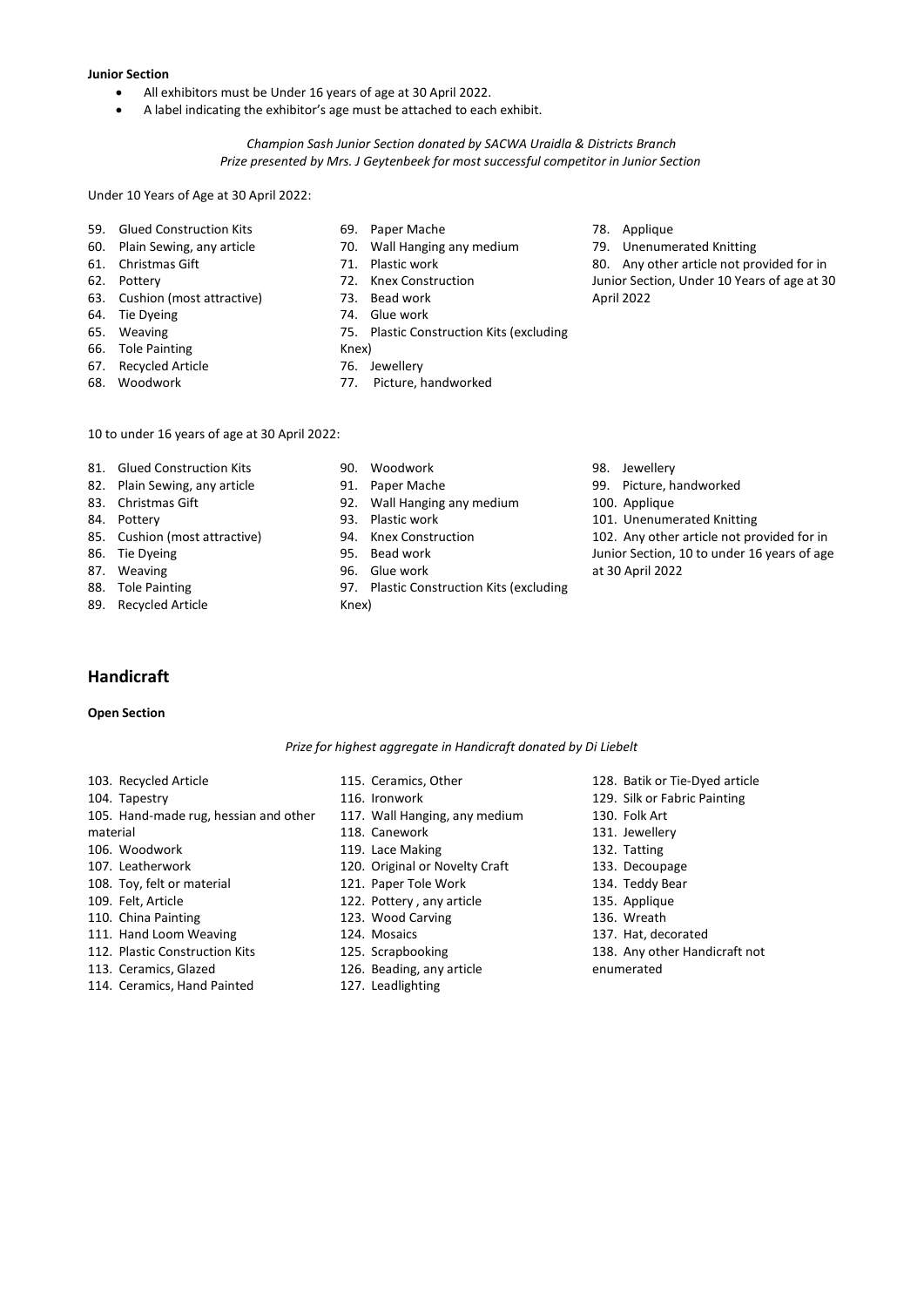**Junior Section**

- All exhibitors must be Under 16 years of age at 30 April 2022.
- A label indicating the exhibitor's age must be attached to each exhibit.

*Champion Sash Junior Section donated by SACWA Uraidla & Districts Branch*
*Prize presented by Mrs. J Geytenbeek for most successful competitor in Junior Section*

Under 10 Years of Age at 30 April 2022:

59. Glued Construction Kits
60. Plain Sewing, any article
61. Christmas Gift
62. Pottery
63. Cushion (most attractive)
64. Tie Dyeing
65. Weaving
66. Tole Painting
67. Recycled Article
68. Woodwork
69. Paper Mache
70. Wall Hanging any medium
71. Plastic work
72. Knex Construction
73. Bead work
74. Glue work
75. Plastic Construction Kits (excluding Knex)
76. Jewellery
77. Picture, handworked
78. Applique
79. Unenumerated Knitting
80. Any other article not provided for in Junior Section, Under 10 Years of age at 30 April 2022

10 to under 16 years of age at 30 April 2022:

81. Glued Construction Kits
82. Plain Sewing, any article
83. Christmas Gift
84. Pottery
85. Cushion (most attractive)
86. Tie Dyeing
87. Weaving
88. Tole Painting
89. Recycled Article
90. Woodwork
91. Paper Mache
92. Wall Hanging any medium
93. Plastic work
94. Knex Construction
95. Bead work
96. Glue work
97. Plastic Construction Kits (excluding Knex)
98. Jewellery
99. Picture, handworked
100. Applique
101. Unenumerated Knitting
102. Any other article not provided for in Junior Section, 10 to under 16 years of age at 30 April 2022

## Handicraft

**Open Section**

*Prize for highest aggregate in Handicraft donated by Di Liebelt*

103. Recycled Article
104. Tapestry
105. Hand-made rug, hessian and other material
106. Woodwork
107. Leatherwork
108. Toy, felt or material
109. Felt, Article
110. China Painting
111. Hand Loom Weaving
112. Plastic Construction Kits
113. Ceramics, Glazed
114. Ceramics, Hand Painted
115. Ceramics, Other
116. Ironwork
117. Wall Hanging, any medium
118. Canework
119. Lace Making
120. Original or Novelty Craft
121. Paper Tole Work
122. Pottery , any article
123. Wood Carving
124. Mosaics
125. Scrapbooking
126. Beading, any article
127. Leadlighting
128. Batik or Tie-Dyed article
129. Silk or Fabric Painting
130. Folk Art
131. Jewellery
132. Tatting
133. Decoupage
134. Teddy Bear
135. Applique
136. Wreath
137. Hat, decorated
138. Any other Handicraft not enumerated